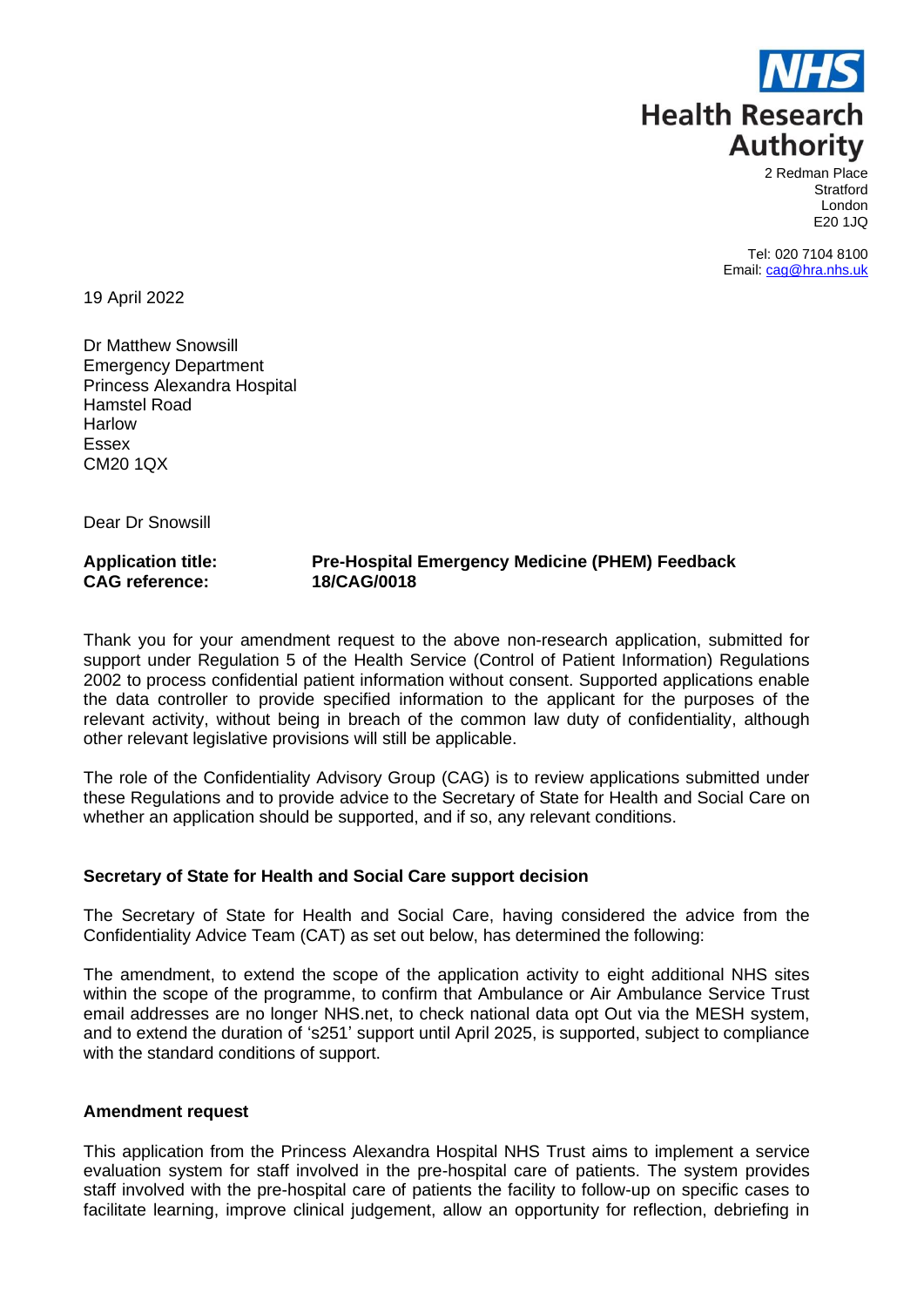NHS
**Health Research Authority**

2 Redman Place
Stratford
London
E20 1JQ

Tel: 020 7104 8100
Email: cag@hra.nhs.uk

19 April 2022

Dr Matthew Snowsill
Emergency Department
Princess Alexandra Hospital
Hamstel Road
Harlow
Essex
CM20 1QX

Dear Dr Snowsill

**Application title:** **Pre-Hospital Emergency Medicine (PHEM) Feedback**
**CAG reference:** **18/CAG/0018**

Thank you for your amendment request to the above non-research application, submitted for support under Regulation 5 of the Health Service (Control of Patient Information) Regulations 2002 to process confidential patient information without consent. Supported applications enable the data controller to provide specified information to the applicant for the purposes of the relevant activity, without being in breach of the common law duty of confidentiality, although other relevant legislative provisions will still be applicable.

The role of the Confidentiality Advisory Group (CAG) is to review applications submitted under these Regulations and to provide advice to the Secretary of State for Health and Social Care on whether an application should be supported, and if so, any relevant conditions.

### Secretary of State for Health and Social Care support decision

The Secretary of State for Health and Social Care, having considered the advice from the Confidentiality Advice Team (CAT) as set out below, has determined the following:

The amendment, to extend the scope of the application activity to eight additional NHS sites within the scope of the programme, to confirm that Ambulance or Air Ambulance Service Trust email addresses are no longer NHS.net, to check national data opt Out via the MESH system, and to extend the duration of 's251' support until April 2025, is supported, subject to compliance with the standard conditions of support.

### Amendment request

This application from the Princess Alexandra Hospital NHS Trust aims to implement a service evaluation system for staff involved in the pre-hospital care of patients. The system provides staff involved with the pre-hospital care of patients the facility to follow-up on specific cases to facilitate learning, improve clinical judgement, allow an opportunity for reflection, debriefing in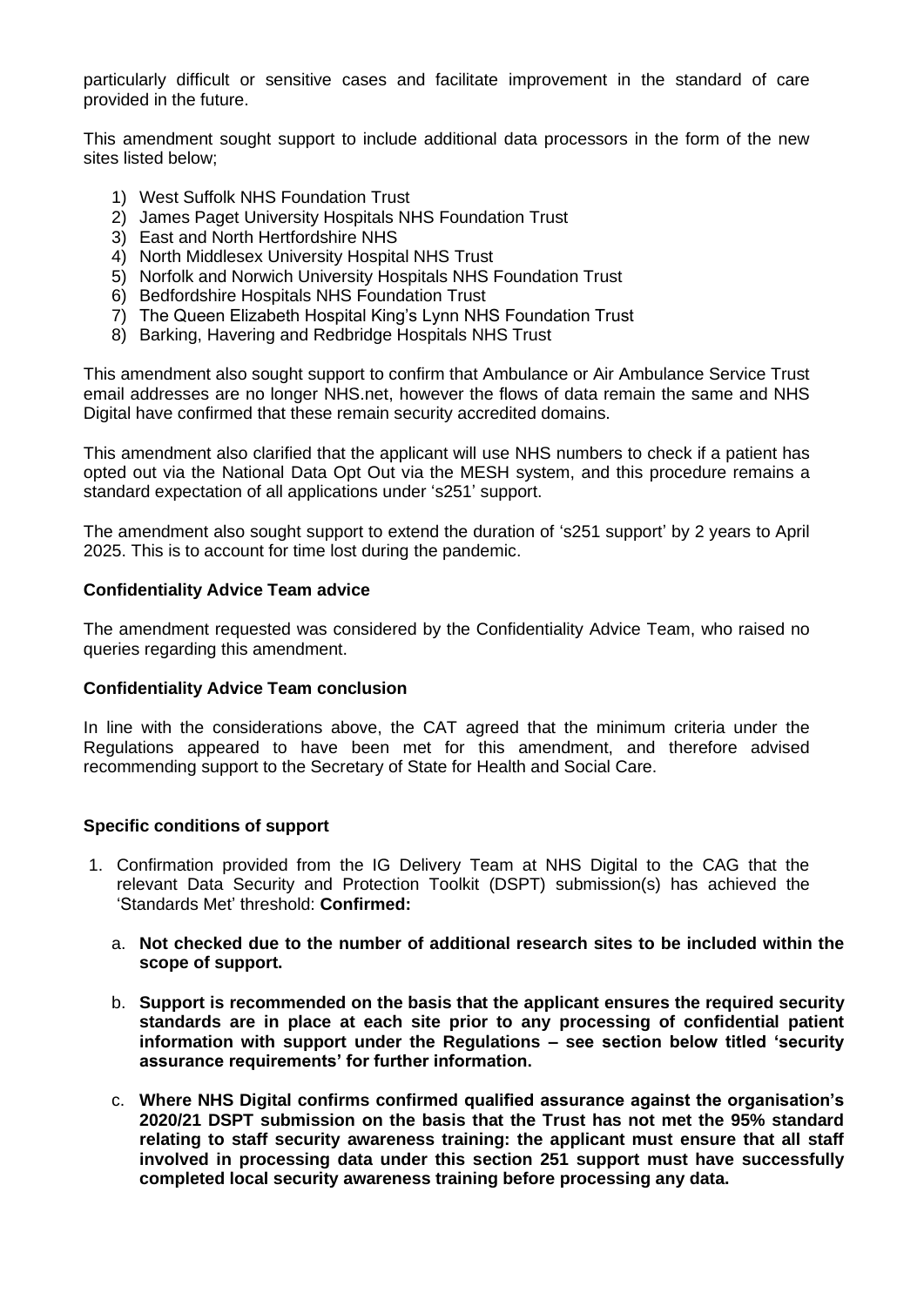particularly difficult or sensitive cases and facilitate improvement in the standard of care provided in the future.

This amendment sought support to include additional data processors in the form of the new sites listed below;

1) West Suffolk NHS Foundation Trust
2) James Paget University Hospitals NHS Foundation Trust
3) East and North Hertfordshire NHS
4) North Middlesex University Hospital NHS Trust
5) Norfolk and Norwich University Hospitals NHS Foundation Trust
6) Bedfordshire Hospitals NHS Foundation Trust
7) The Queen Elizabeth Hospital King's Lynn NHS Foundation Trust
8) Barking, Havering and Redbridge Hospitals NHS Trust

This amendment also sought support to confirm that Ambulance or Air Ambulance Service Trust email addresses are no longer NHS.net, however the flows of data remain the same and NHS Digital have confirmed that these remain security accredited domains.

This amendment also clarified that the applicant will use NHS numbers to check if a patient has opted out via the National Data Opt Out via the MESH system, and this procedure remains a standard expectation of all applications under 's251' support.

The amendment also sought support to extend the duration of 's251 support' by 2 years to April 2025. This is to account for time lost during the pandemic.

**Confidentiality Advice Team advice**

The amendment requested was considered by the Confidentiality Advice Team, who raised no queries regarding this amendment.

**Confidentiality Advice Team conclusion**

In line with the considerations above, the CAT agreed that the minimum criteria under the Regulations appeared to have been met for this amendment, and therefore advised recommending support to the Secretary of State for Health and Social Care.

**Specific conditions of support**

1. Confirmation provided from the IG Delivery Team at NHS Digital to the CAG that the relevant Data Security and Protection Toolkit (DSPT) submission(s) has achieved the 'Standards Met' threshold: **Confirmed:**

   a. **Not checked due to the number of additional research sites to be included within the scope of support.**

   b. **Support is recommended on the basis that the applicant ensures the required security standards are in place at each site prior to any processing of confidential patient information with support under the Regulations – see section below titled 'security assurance requirements' for further information.**

   c. **Where NHS Digital confirms confirmed qualified assurance against the organisation's 2020/21 DSPT submission on the basis that the Trust has not met the 95% standard relating to staff security awareness training: the applicant must ensure that all staff involved in processing data under this section 251 support must have successfully completed local security awareness training before processing any data.**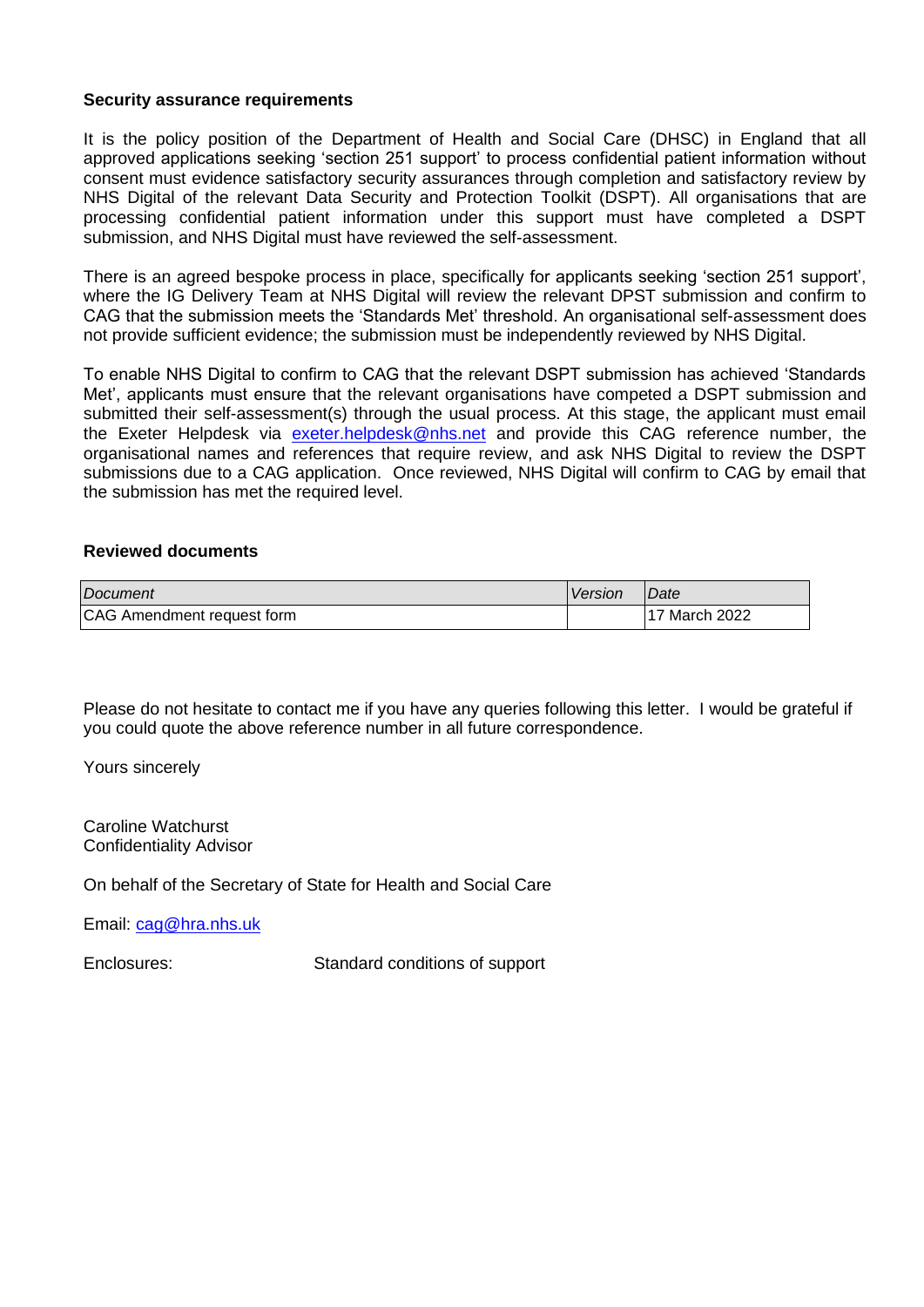**Security assurance requirements**

It is the policy position of the Department of Health and Social Care (DHSC) in England that all approved applications seeking 'section 251 support' to process confidential patient information without consent must evidence satisfactory security assurances through completion and satisfactory review by NHS Digital of the relevant Data Security and Protection Toolkit (DSPT). All organisations that are processing confidential patient information under this support must have completed a DSPT submission, and NHS Digital must have reviewed the self-assessment.

There is an agreed bespoke process in place, specifically for applicants seeking 'section 251 support', where the IG Delivery Team at NHS Digital will review the relevant DPST submission and confirm to CAG that the submission meets the 'Standards Met' threshold. An organisational self-assessment does not provide sufficient evidence; the submission must be independently reviewed by NHS Digital.

To enable NHS Digital to confirm to CAG that the relevant DSPT submission has achieved 'Standards Met', applicants must ensure that the relevant organisations have competed a DSPT submission and submitted their self-assessment(s) through the usual process. At this stage, the applicant must email the Exeter Helpdesk via exeter.helpdesk@nhs.net and provide this CAG reference number, the organisational names and references that require review, and ask NHS Digital to review the DSPT submissions due to a CAG application. Once reviewed, NHS Digital will confirm to CAG by email that the submission has met the required level.

**Reviewed documents**

| *Document* | *Version* | *Date* |
|---|---|---|
| CAG Amendment request form | | 17 March 2022 |

Please do not hesitate to contact me if you have any queries following this letter. I would be grateful if you could quote the above reference number in all future correspondence.

Yours sincerely

Caroline Watchurst
Confidentiality Advisor

On behalf of the Secretary of State for Health and Social Care

Email: cag@hra.nhs.uk

Enclosures: Standard conditions of support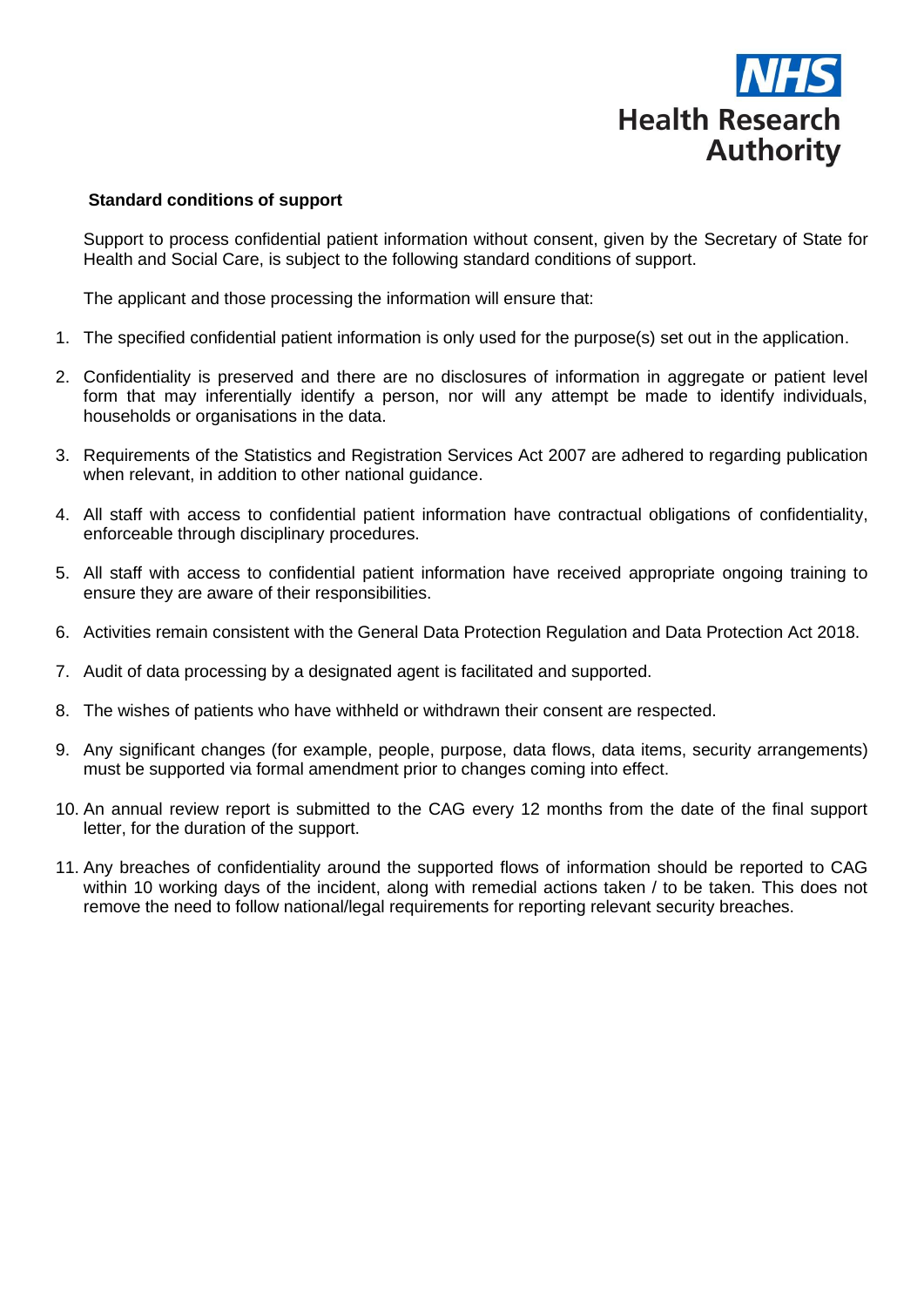NHS
Health Research
Authority

**Standard conditions of support**

Support to process confidential patient information without consent, given by the Secretary of State for Health and Social Care, is subject to the following standard conditions of support.

The applicant and those processing the information will ensure that:

1. The specified confidential patient information is only used for the purpose(s) set out in the application.
2. Confidentiality is preserved and there are no disclosures of information in aggregate or patient level form that may inferentially identify a person, nor will any attempt be made to identify individuals, households or organisations in the data.
3. Requirements of the Statistics and Registration Services Act 2007 are adhered to regarding publication when relevant, in addition to other national guidance.
4. All staff with access to confidential patient information have contractual obligations of confidentiality, enforceable through disciplinary procedures.
5. All staff with access to confidential patient information have received appropriate ongoing training to ensure they are aware of their responsibilities.
6. Activities remain consistent with the General Data Protection Regulation and Data Protection Act 2018.
7. Audit of data processing by a designated agent is facilitated and supported.
8. The wishes of patients who have withheld or withdrawn their consent are respected.
9. Any significant changes (for example, people, purpose, data flows, data items, security arrangements) must be supported via formal amendment prior to changes coming into effect.
10. An annual review report is submitted to the CAG every 12 months from the date of the final support letter, for the duration of the support.
11. Any breaches of confidentiality around the supported flows of information should be reported to CAG within 10 working days of the incident, along with remedial actions taken / to be taken. This does not remove the need to follow national/legal requirements for reporting relevant security breaches.